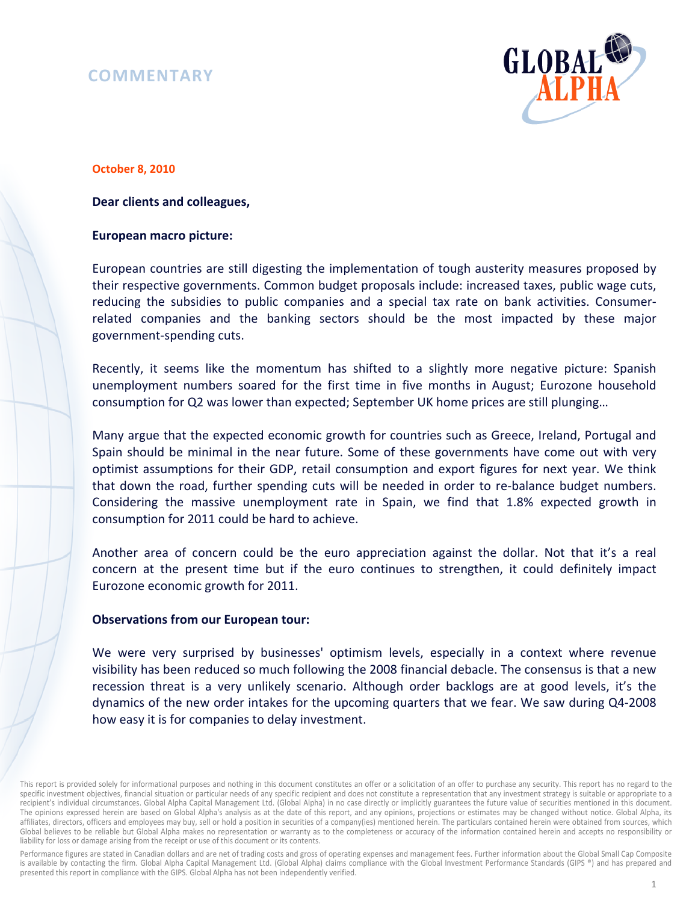# COMMENTARY

GLOBAL ALPHA

**October 8, 2010**

**Dear clients and colleagues,**

**European macro picture:**

European countries are still digesting the implementation of tough austerity measures proposed by their respective governments. Common budget proposals include: increased taxes, public wage cuts, reducing the subsidies to public companies and a special tax rate on bank activities. Consumer-related companies and the banking sectors should be the most impacted by these major government-spending cuts.

Recently, it seems like the momentum has shifted to a slightly more negative picture: Spanish unemployment numbers soared for the first time in five months in August; Eurozone household consumption for Q2 was lower than expected; September UK home prices are still plunging…

Many argue that the expected economic growth for countries such as Greece, Ireland, Portugal and Spain should be minimal in the near future. Some of these governments have come out with very optimist assumptions for their GDP, retail consumption and export figures for next year. We think that down the road, further spending cuts will be needed in order to re-balance budget numbers. Considering the massive unemployment rate in Spain, we find that 1.8% expected growth in consumption for 2011 could be hard to achieve.

Another area of concern could be the euro appreciation against the dollar. Not that it's a real concern at the present time but if the euro continues to strengthen, it could definitely impact Eurozone economic growth for 2011.

**Observations from our European tour:**

We were very surprised by businesses' optimism levels, especially in a context where revenue visibility has been reduced so much following the 2008 financial debacle. The consensus is that a new recession threat is a very unlikely scenario. Although order backlogs are at good levels, it's the dynamics of the new order intakes for the upcoming quarters that we fear. We saw during Q4-2008 how easy it is for companies to delay investment.

This report is provided solely for informational purposes and nothing in this document constitutes an offer or a solicitation of an offer to purchase any security. This report has no regard to the specific investment objectives, financial situation or particular needs of any specific recipient and does not constitute a representation that any investment strategy is suitable or appropriate to a recipient's individual circumstances. Global Alpha Capital Management Ltd. (Global Alpha) in no case directly or implicitly guarantees the future value of securities mentioned in this document. The opinions expressed herein are based on Global Alpha's analysis as at the date of this report, and any opinions, projections or estimates may be changed without notice. Global Alpha, its affiliates, directors, officers and employees may buy, sell or hold a position in securities of a company(ies) mentioned herein. The particulars contained herein were obtained from sources, which Global believes to be reliable but Global Alpha makes no representation or warranty as to the completeness or accuracy of the information contained herein and accepts no responsibility or liability for loss or damage arising from the receipt or use of this document or its contents.

Performance figures are stated in Canadian dollars and are net of trading costs and gross of operating expenses and management fees. Further information about the Global Small Cap Composite is available by contacting the firm. Global Alpha Capital Management Ltd. (Global Alpha) claims compliance with the Global Investment Performance Standards (GIPS ®) and has prepared and presented this report in compliance with the GIPS. Global Alpha has not been independently verified.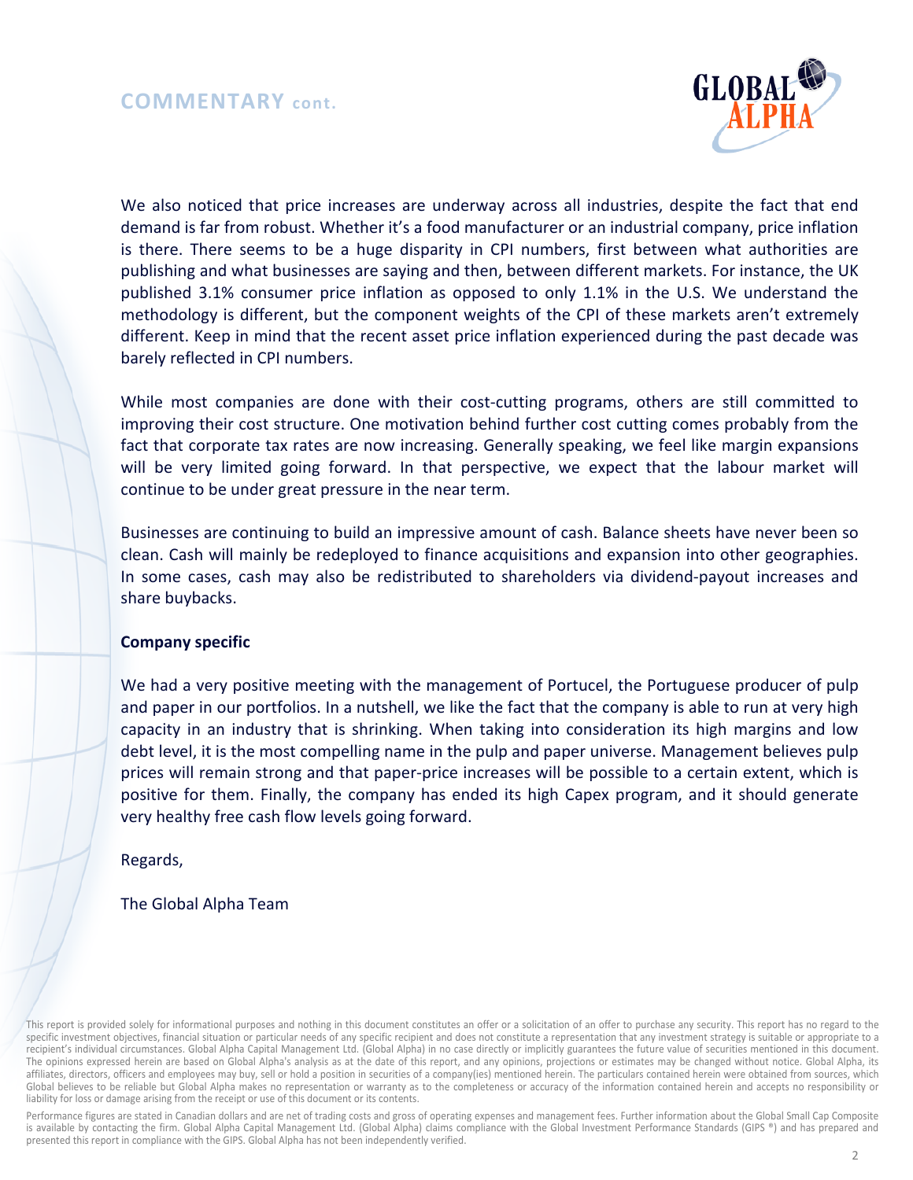## COMMENTARY cont.

We also noticed that price increases are underway across all industries, despite the fact that end demand is far from robust. Whether it's a food manufacturer or an industrial company, price inflation is there. There seems to be a huge disparity in CPI numbers, first between what authorities are publishing and what businesses are saying and then, between different markets. For instance, the UK published 3.1% consumer price inflation as opposed to only 1.1% in the U.S. We understand the methodology is different, but the component weights of the CPI of these markets aren't extremely different. Keep in mind that the recent asset price inflation experienced during the past decade was barely reflected in CPI numbers.

While most companies are done with their cost-cutting programs, others are still committed to improving their cost structure. One motivation behind further cost cutting comes probably from the fact that corporate tax rates are now increasing. Generally speaking, we feel like margin expansions will be very limited going forward. In that perspective, we expect that the labour market will continue to be under great pressure in the near term.

Businesses are continuing to build an impressive amount of cash. Balance sheets have never been so clean. Cash will mainly be redeployed to finance acquisitions and expansion into other geographies. In some cases, cash may also be redistributed to shareholders via dividend-payout increases and share buybacks.

**Company specific**

We had a very positive meeting with the management of Portucel, the Portuguese producer of pulp and paper in our portfolios. In a nutshell, we like the fact that the company is able to run at very high capacity in an industry that is shrinking. When taking into consideration its high margins and low debt level, it is the most compelling name in the pulp and paper universe. Management believes pulp prices will remain strong and that paper-price increases will be possible to a certain extent, which is positive for them. Finally, the company has ended its high Capex program, and it should generate very healthy free cash flow levels going forward.

Regards,

The Global Alpha Team

This report is provided solely for informational purposes and nothing in this document constitutes an offer or a solicitation of an offer to purchase any security. This report has no regard to the specific investment objectives, financial situation or particular needs of any specific recipient and does not constitute a representation that any investment strategy is suitable or appropriate to a recipient's individual circumstances. Global Alpha Capital Management Ltd. (Global Alpha) in no case directly or implicitly guarantees the future value of securities mentioned in this document. The opinions expressed herein are based on Global Alpha's analysis as at the date of this report, and any opinions, projections or estimates may be changed without notice. Global Alpha, its affiliates, directors, officers and employees may buy, sell or hold a position in securities of a company(ies) mentioned herein. The particulars contained herein were obtained from sources, which Global believes to be reliable but Global Alpha makes no representation or warranty as to the completeness or accuracy of the information contained herein and accepts no responsibility or liability for loss or damage arising from the receipt or use of this document or its contents.

Performance figures are stated in Canadian dollars and are net of trading costs and gross of operating expenses and management fees. Further information about the Global Small Cap Composite is available by contacting the firm. Global Alpha Capital Management Ltd. (Global Alpha) claims compliance with the Global Investment Performance Standards (GIPS ®) and has prepared and presented this report in compliance with the GIPS. Global Alpha has not been independently verified.